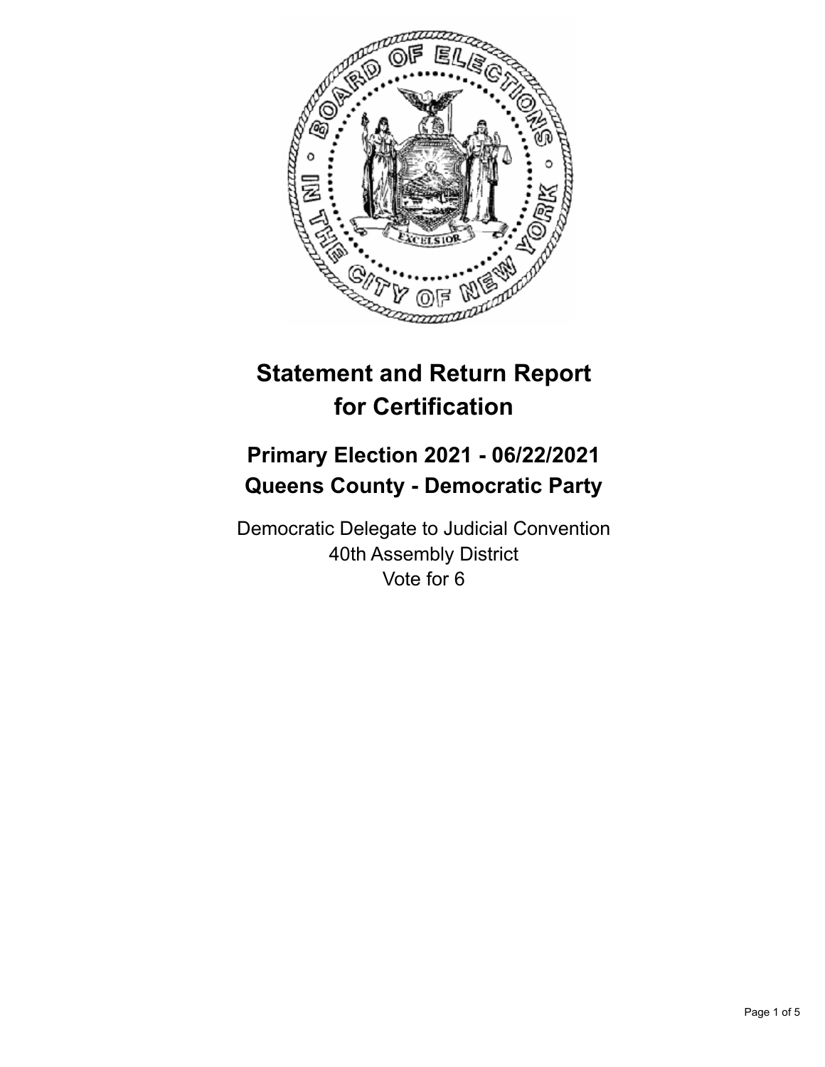# Statement and Return Report for Certification

## Primary Election 2021 - 06/22/2021
## Queens County - Democratic Party

Democratic Delegate to Judicial Convention
40th Assembly District
Vote for 6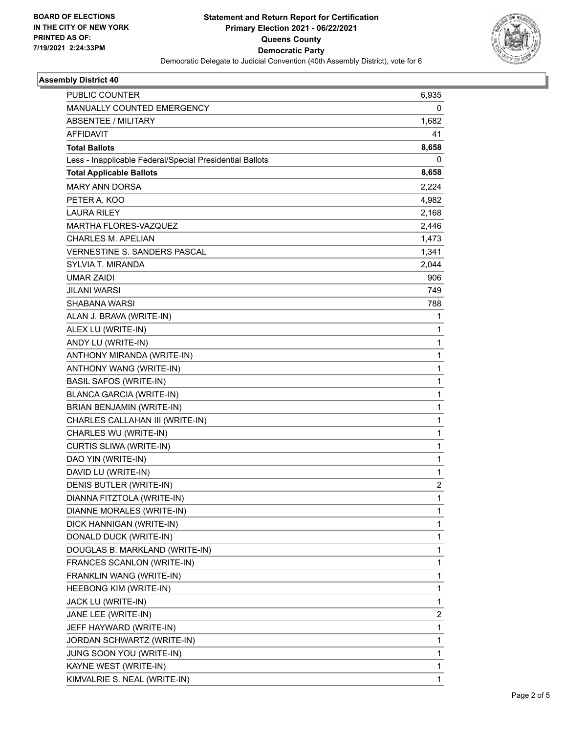**BOARD OF ELECTIONS IN THE CITY OF NEW YORK PRINTED AS OF: 7/19/2021 2:24:33PM**

**Statement and Return Report for Certification Primary Election 2021 - 06/22/2021 Queens County Democratic Party**

Democratic Delegate to Judicial Convention (40th Assembly District), vote for 6

### Assembly District 40

| | |
|---|---|
| PUBLIC COUNTER | 6,935 |
| MANUALLY COUNTED EMERGENCY | 0 |
| ABSENTEE / MILITARY | 1,682 |
| AFFIDAVIT | 41 |
| **Total Ballots** | **8,658** |
| Less - Inapplicable Federal/Special Presidential Ballots | 0 |
| **Total Applicable Ballots** | **8,658** |
| MARY ANN DORSA | 2,224 |
| PETER A. KOO | 4,982 |
| LAURA RILEY | 2,168 |
| MARTHA FLORES-VAZQUEZ | 2,446 |
| CHARLES M. APELIAN | 1,473 |
| VERNESTINE S. SANDERS PASCAL | 1,341 |
| SYLVIA T. MIRANDA | 2,044 |
| UMAR ZAIDI | 906 |
| JILANI WARSI | 749 |
| SHABANA WARSI | 788 |
| ALAN J. BRAVA (WRITE-IN) | 1 |
| ALEX LU (WRITE-IN) | 1 |
| ANDY LU (WRITE-IN) | 1 |
| ANTHONY MIRANDA (WRITE-IN) | 1 |
| ANTHONY WANG (WRITE-IN) | 1 |
| BASIL SAFOS (WRITE-IN) | 1 |
| BLANCA GARCIA (WRITE-IN) | 1 |
| BRIAN BENJAMIN (WRITE-IN) | 1 |
| CHARLES CALLAHAN III (WRITE-IN) | 1 |
| CHARLES WU (WRITE-IN) | 1 |
| CURTIS SLIWA (WRITE-IN) | 1 |
| DAO YIN (WRITE-IN) | 1 |
| DAVID LU (WRITE-IN) | 1 |
| DENIS BUTLER (WRITE-IN) | 2 |
| DIANNA FITZTOLA (WRITE-IN) | 1 |
| DIANNE MORALES (WRITE-IN) | 1 |
| DICK HANNIGAN (WRITE-IN) | 1 |
| DONALD DUCK (WRITE-IN) | 1 |
| DOUGLAS B. MARKLAND (WRITE-IN) | 1 |
| FRANCES SCANLON (WRITE-IN) | 1 |
| FRANKLIN WANG (WRITE-IN) | 1 |
| HEEBONG KIM (WRITE-IN) | 1 |
| JACK LU (WRITE-IN) | 1 |
| JANE LEE (WRITE-IN) | 2 |
| JEFF HAYWARD (WRITE-IN) | 1 |
| JORDAN SCHWARTZ (WRITE-IN) | 1 |
| JUNG SOON YOU (WRITE-IN) | 1 |
| KAYNE WEST (WRITE-IN) | 1 |
| KIMVALRIE S. NEAL (WRITE-IN) | 1 |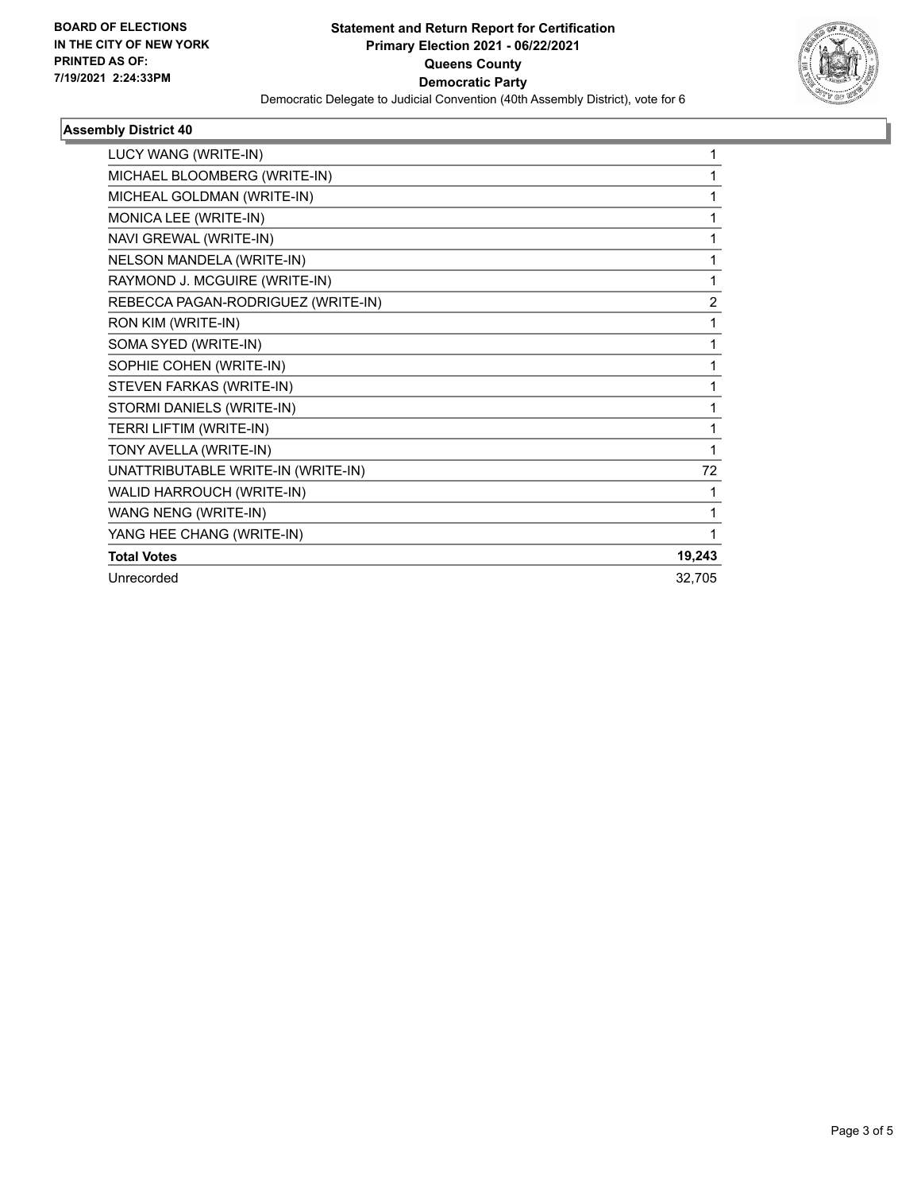**BOARD OF ELECTIONS IN THE CITY OF NEW YORK PRINTED AS OF: 7/19/2021 2:24:33PM**

**Statement and Return Report for Certification**
**Primary Election 2021 - 06/22/2021**
**Queens County**
**Democratic Party**
Democratic Delegate to Judicial Convention (40th Assembly District), vote for 6

### Assembly District 40

| | |
|---|---|
| LUCY WANG (WRITE-IN) | 1 |
| MICHAEL BLOOMBERG (WRITE-IN) | 1 |
| MICHEAL GOLDMAN (WRITE-IN) | 1 |
| MONICA LEE (WRITE-IN) | 1 |
| NAVI GREWAL (WRITE-IN) | 1 |
| NELSON MANDELA (WRITE-IN) | 1 |
| RAYMOND J. MCGUIRE (WRITE-IN) | 1 |
| REBECCA PAGAN-RODRIGUEZ (WRITE-IN) | 2 |
| RON KIM (WRITE-IN) | 1 |
| SOMA SYED (WRITE-IN) | 1 |
| SOPHIE COHEN (WRITE-IN) | 1 |
| STEVEN FARKAS (WRITE-IN) | 1 |
| STORMI DANIELS (WRITE-IN) | 1 |
| TERRI LIFTIM (WRITE-IN) | 1 |
| TONY AVELLA (WRITE-IN) | 1 |
| UNATTRIBUTABLE WRITE-IN (WRITE-IN) | 72 |
| WALID HARROUCH (WRITE-IN) | 1 |
| WANG NENG (WRITE-IN) | 1 |
| YANG HEE CHANG (WRITE-IN) | 1 |
| **Total Votes** | **19,243** |
| Unrecorded | 32,705 |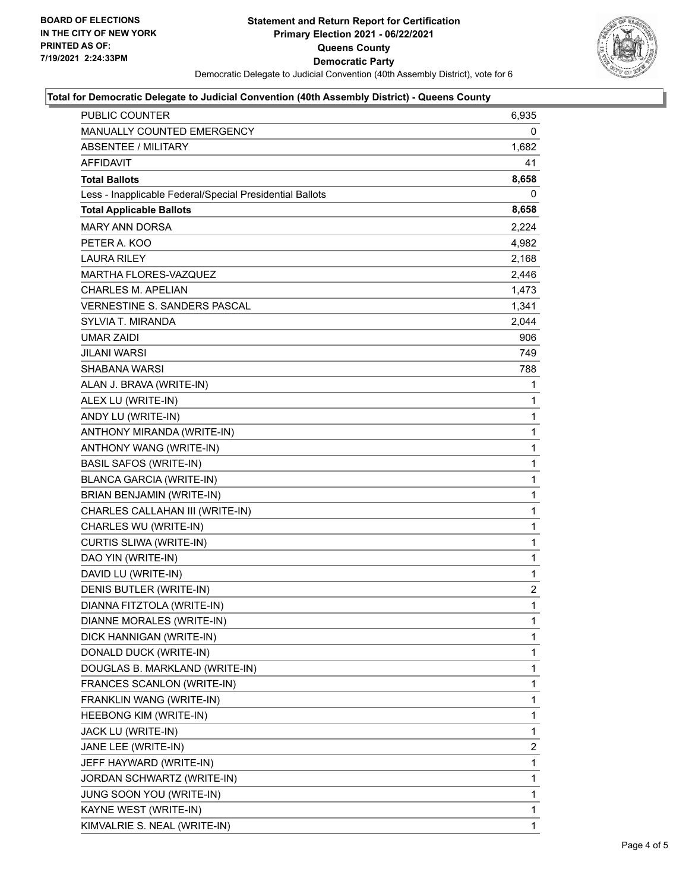**BOARD OF ELECTIONS IN THE CITY OF NEW YORK PRINTED AS OF: 7/19/2021 2:24:33PM**

# Statement and Return Report for Certification
## Primary Election 2021 - 06/22/2021
## Queens County
## Democratic Party

Democratic Delegate to Judicial Convention (40th Assembly District), vote for 6

### Total for Democratic Delegate to Judicial Convention (40th Assembly District) - Queens County

| | |
|---|---|
| PUBLIC COUNTER | 6,935 |
| MANUALLY COUNTED EMERGENCY | 0 |
| ABSENTEE / MILITARY | 1,682 |
| AFFIDAVIT | 41 |
| **Total Ballots** | **8,658** |
| Less - Inapplicable Federal/Special Presidential Ballots | 0 |
| **Total Applicable Ballots** | **8,658** |
| MARY ANN DORSA | 2,224 |
| PETER A. KOO | 4,982 |
| LAURA RILEY | 2,168 |
| MARTHA FLORES-VAZQUEZ | 2,446 |
| CHARLES M. APELIAN | 1,473 |
| VERNESTINE S. SANDERS PASCAL | 1,341 |
| SYLVIA T. MIRANDA | 2,044 |
| UMAR ZAIDI | 906 |
| JILANI WARSI | 749 |
| SHABANA WARSI | 788 |
| ALAN J. BRAVA (WRITE-IN) | 1 |
| ALEX LU (WRITE-IN) | 1 |
| ANDY LU (WRITE-IN) | 1 |
| ANTHONY MIRANDA (WRITE-IN) | 1 |
| ANTHONY WANG (WRITE-IN) | 1 |
| BASIL SAFOS (WRITE-IN) | 1 |
| BLANCA GARCIA (WRITE-IN) | 1 |
| BRIAN BENJAMIN (WRITE-IN) | 1 |
| CHARLES CALLAHAN III (WRITE-IN) | 1 |
| CHARLES WU (WRITE-IN) | 1 |
| CURTIS SLIWA (WRITE-IN) | 1 |
| DAO YIN (WRITE-IN) | 1 |
| DAVID LU (WRITE-IN) | 1 |
| DENIS BUTLER (WRITE-IN) | 2 |
| DIANNA FITZTOLA (WRITE-IN) | 1 |
| DIANNE MORALES (WRITE-IN) | 1 |
| DICK HANNIGAN (WRITE-IN) | 1 |
| DONALD DUCK (WRITE-IN) | 1 |
| DOUGLAS B. MARKLAND (WRITE-IN) | 1 |
| FRANCES SCANLON (WRITE-IN) | 1 |
| FRANKLIN WANG (WRITE-IN) | 1 |
| HEEBONG KIM (WRITE-IN) | 1 |
| JACK LU (WRITE-IN) | 1 |
| JANE LEE (WRITE-IN) | 2 |
| JEFF HAYWARD (WRITE-IN) | 1 |
| JORDAN SCHWARTZ (WRITE-IN) | 1 |
| JUNG SOON YOU (WRITE-IN) | 1 |
| KAYNE WEST (WRITE-IN) | 1 |
| KIMVALRIE S. NEAL (WRITE-IN) | 1 |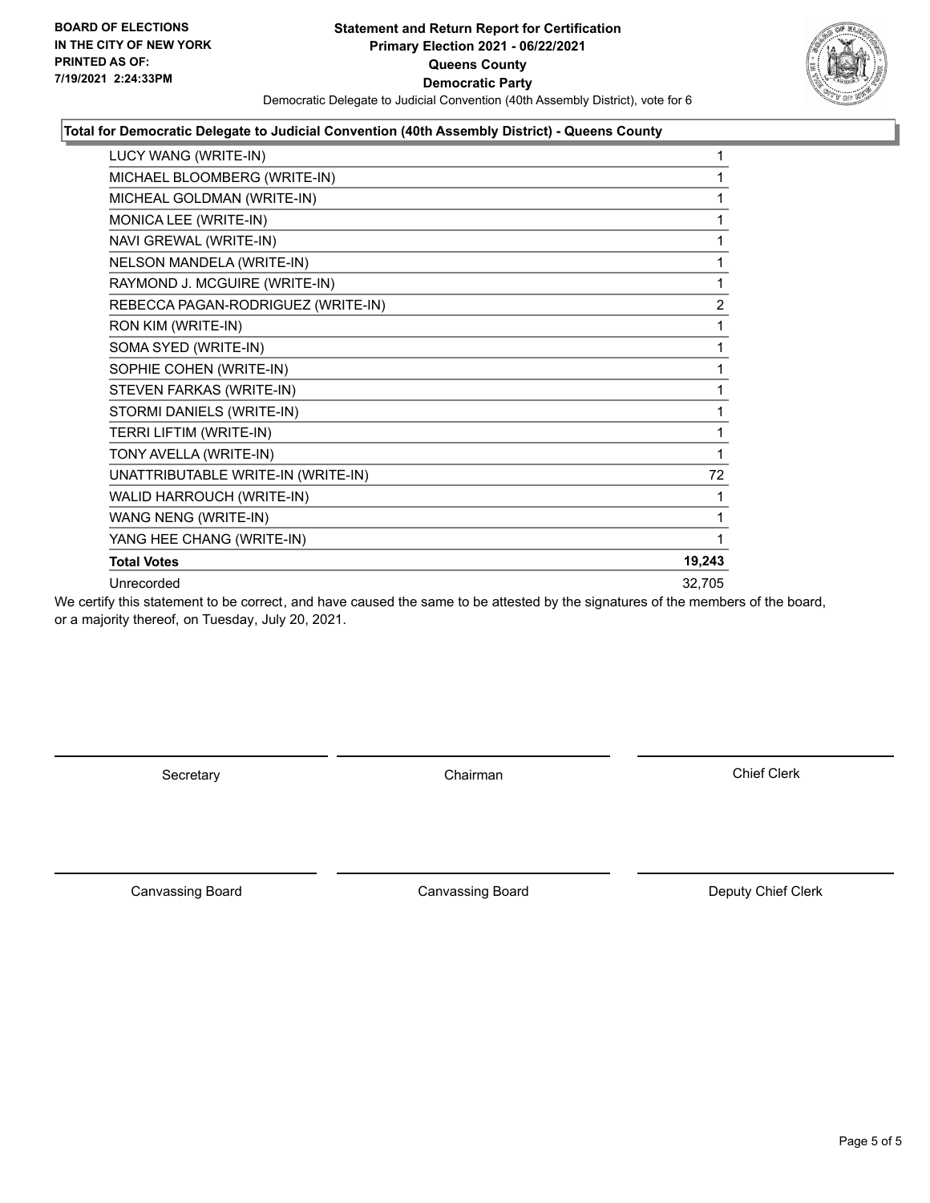**BOARD OF ELECTIONS IN THE CITY OF NEW YORK PRINTED AS OF: 7/19/2021 2:24:33PM**

**Statement and Return Report for Certification Primary Election 2021 - 06/22/2021 Queens County Democratic Party**

Democratic Delegate to Judicial Convention (40th Assembly District), vote for 6

**Total for Democratic Delegate to Judicial Convention (40th Assembly District) - Queens County**

| | |
|---|---|
| LUCY WANG (WRITE-IN) | 1 |
| MICHAEL BLOOMBERG (WRITE-IN) | 1 |
| MICHEAL GOLDMAN (WRITE-IN) | 1 |
| MONICA LEE (WRITE-IN) | 1 |
| NAVI GREWAL (WRITE-IN) | 1 |
| NELSON MANDELA (WRITE-IN) | 1 |
| RAYMOND J. MCGUIRE (WRITE-IN) | 1 |
| REBECCA PAGAN-RODRIGUEZ (WRITE-IN) | 2 |
| RON KIM (WRITE-IN) | 1 |
| SOMA SYED (WRITE-IN) | 1 |
| SOPHIE COHEN (WRITE-IN) | 1 |
| STEVEN FARKAS (WRITE-IN) | 1 |
| STORMI DANIELS (WRITE-IN) | 1 |
| TERRI LIFTIM (WRITE-IN) | 1 |
| TONY AVELLA (WRITE-IN) | 1 |
| UNATTRIBUTABLE WRITE-IN (WRITE-IN) | 72 |
| WALID HARROUCH (WRITE-IN) | 1 |
| WANG NENG (WRITE-IN) | 1 |
| YANG HEE CHANG (WRITE-IN) | 1 |
| **Total Votes** | **19,243** |
| Unrecorded | 32,705 |

We certify this statement to be correct, and have caused the same to be attested by the signatures of the members of the board, or a majority thereof, on Tuesday, July 20, 2021.

Secretary

Chairman

Chief Clerk

Canvassing Board

Canvassing Board

Deputy Chief Clerk